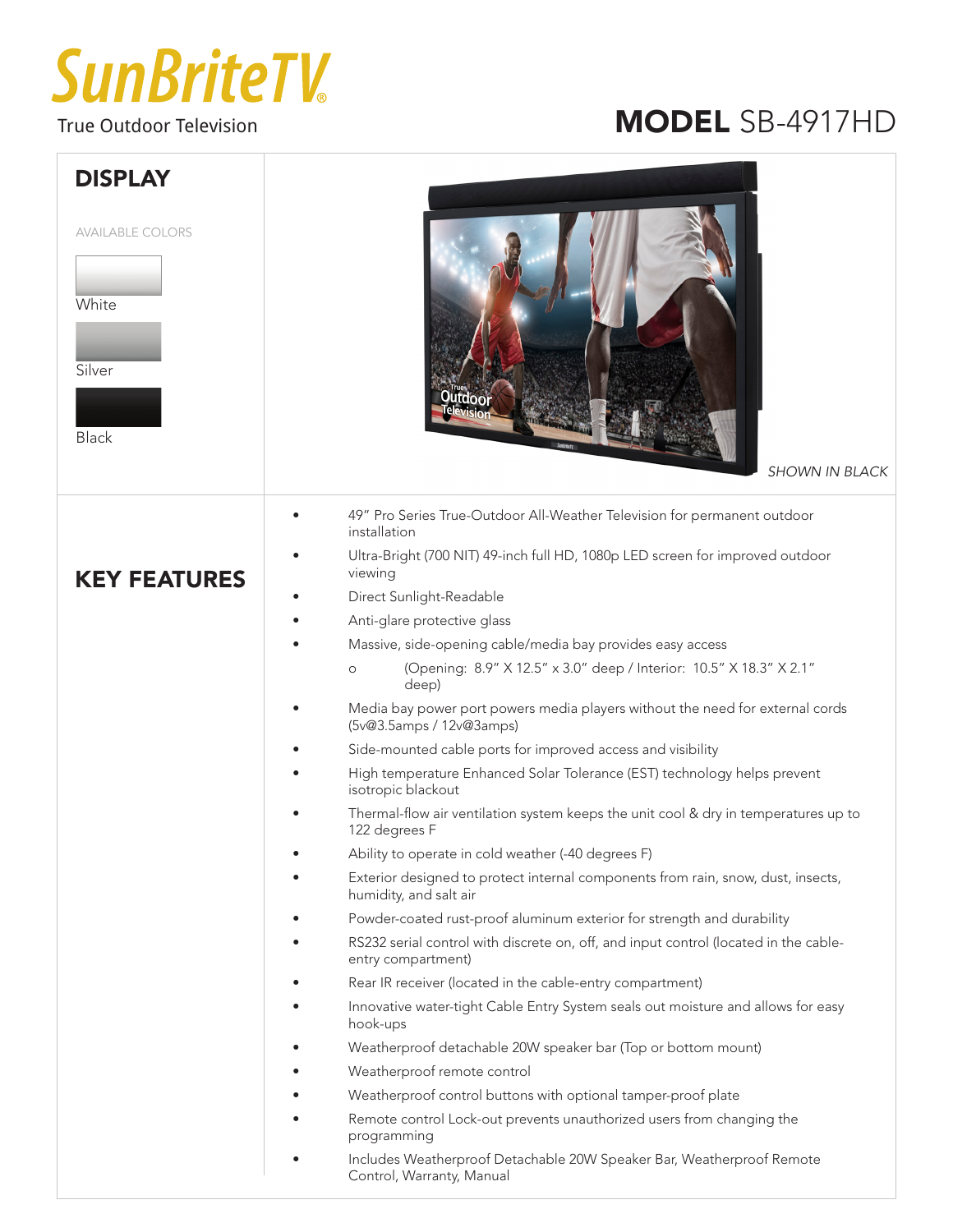# SunBriteTV

True Outdoor Television

# MODEL SB-4917HD

## DISPLAY

AVAILABLE COLORS

White

Silver

Black

*SHOWN IN BLACK*

## KEY FEATURES

- 49” Pro Series True-Outdoor All-Weather Television for permanent outdoor installation
- Ultra-Bright (700 NIT) 49-inch full HD, 1080p LED screen for improved outdoor viewing
- Direct Sunlight-Readable
- Anti-glare protective glass
- Massive, side-opening cable/media bay provides easy access
    - (Opening: 8.9” X 12.5” x 3.0” deep / Interior: 10.5” X 18.3” X 2.1” deep)
- Media bay power port powers media players without the need for external cords (5v@3.5amps / 12v@3amps)
- Side-mounted cable ports for improved access and visibility
- High temperature Enhanced Solar Tolerance (EST) technology helps prevent isotropic blackout
- Thermal-flow air ventilation system keeps the unit cool & dry in temperatures up to 122 degrees F
- Ability to operate in cold weather (-40 degrees F)
- Exterior designed to protect internal components from rain, snow, dust, insects, humidity, and salt air
- Powder-coated rust-proof aluminum exterior for strength and durability
- RS232 serial control with discrete on, off, and input control (located in the cable-entry compartment)
- Rear IR receiver (located in the cable-entry compartment)
- Innovative water-tight Cable Entry System seals out moisture and allows for easy hook-ups
- Weatherproof detachable 20W speaker bar (Top or bottom mount)
- Weatherproof remote control
- Weatherproof control buttons with optional tamper-proof plate
- Remote control Lock-out prevents unauthorized users from changing the programming
- Includes Weatherproof Detachable 20W Speaker Bar, Weatherproof Remote Control, Warranty, Manual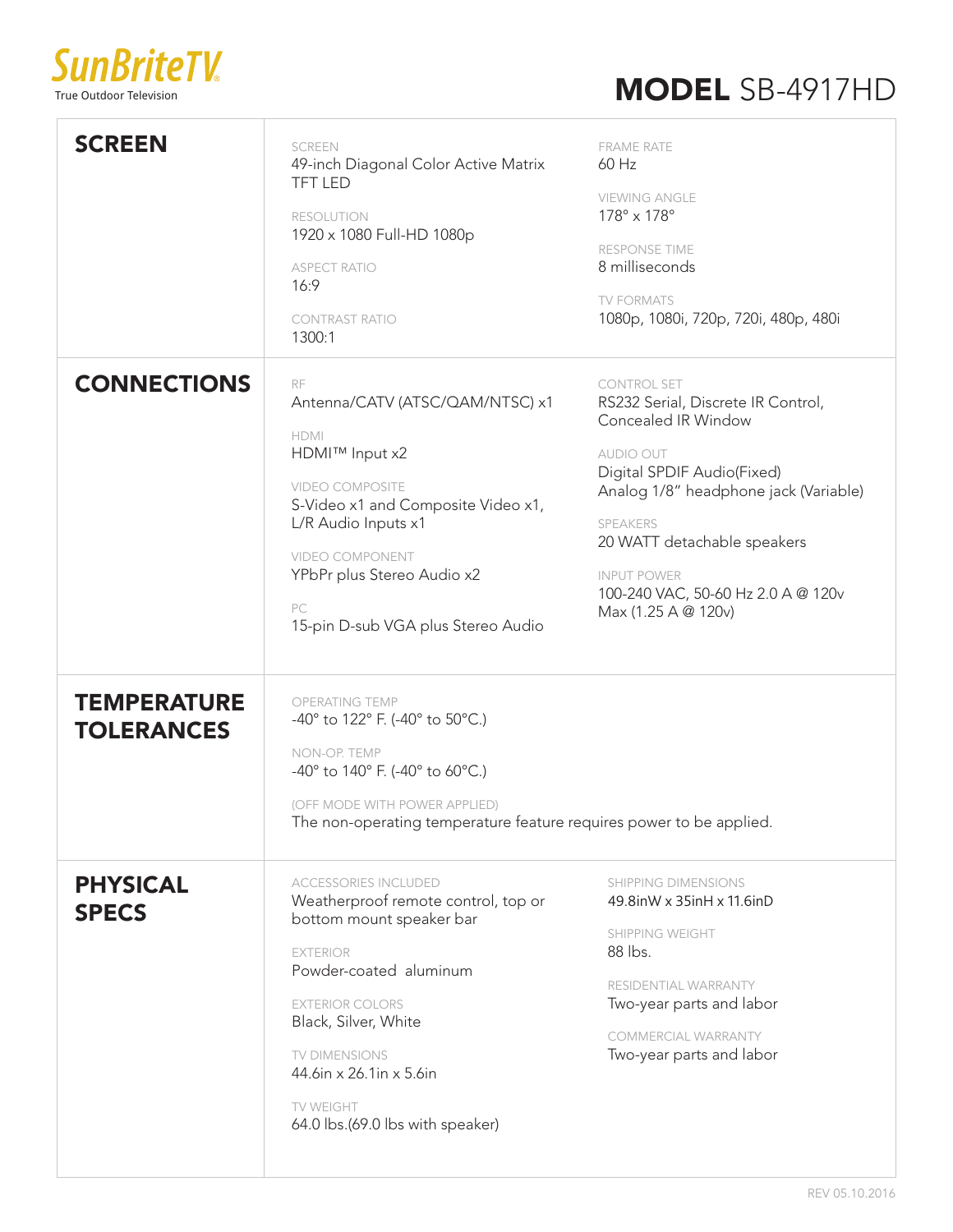SunBriteTV
True Outdoor Television

# MODEL SB-4917HD

## SCREEN

**SCREEN**
49-inch Diagonal Color Active Matrix TFT LED

**RESOLUTION**
1920 x 1080 Full-HD 1080p

**ASPECT RATIO**
16:9

**CONTRAST RATIO**
1300:1

**FRAME RATE**
60 Hz

**VIEWING ANGLE**
178° x 178°

**RESPONSE TIME**
8 milliseconds

**TV FORMATS**
1080p, 1080i, 720p, 720i, 480p, 480i

## CONNECTIONS

**RF**
Antenna/CATV (ATSC/QAM/NTSC) x1

**HDMI**
HDMI™ Input x2

**VIDEO COMPOSITE**
S-Video x1 and Composite Video x1, L/R Audio Inputs x1

**VIDEO COMPONENT**
YPbPr plus Stereo Audio x2

**PC**
15-pin D-sub VGA plus Stereo Audio

**CONTROL SET**
RS232 Serial, Discrete IR Control, Concealed IR Window

**AUDIO OUT**
Digital SPDIF Audio(Fixed)
Analog 1/8" headphone jack (Variable)

**SPEAKERS**
20 WATT detachable speakers

**INPUT POWER**
100-240 VAC, 50-60 Hz 2.0 A @ 120v Max (1.25 A @ 120v)

## TEMPERATURE TOLERANCES

**OPERATING TEMP**
-40° to 122° F. (-40° to 50°C.)

**NON-OP. TEMP**
-40° to 140° F. (-40° to 60°C.)

**(OFF MODE WITH POWER APPLIED)**
The non-operating temperature feature requires power to be applied.

## PHYSICAL SPECS

**ACCESSORIES INCLUDED**
Weatherproof remote control, top or bottom mount speaker bar

**EXTERIOR**
Powder-coated aluminum

**EXTERIOR COLORS**
Black, Silver, White

**TV DIMENSIONS**
44.6in x 26.1in x 5.6in

**TV WEIGHT**
64.0 lbs.(69.0 lbs with speaker)

**SHIPPING DIMENSIONS**
49.8inW x 35inH x 11.6inD

**SHIPPING WEIGHT**
88 lbs.

**RESIDENTIAL WARRANTY**
Two-year parts and labor

**COMMERCIAL WARRANTY**
Two-year parts and labor

REV 05.10.2016